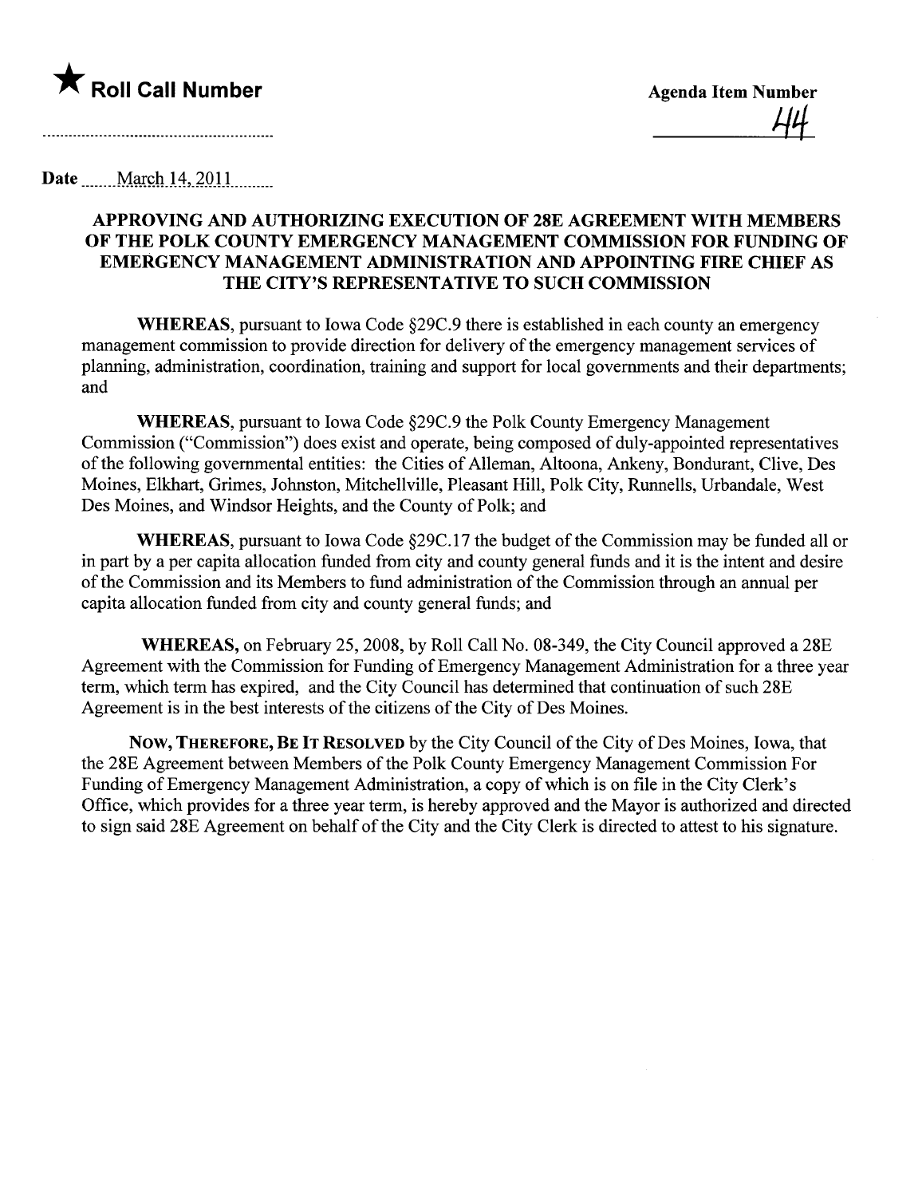★ **Roll Call Number**

**Agenda Item Number** 44

**Date** March 14, 2011

## APPROVING AND AUTHORIZING EXECUTION OF 28E AGREEMENT WITH MEMBERS OF THE POLK COUNTY EMERGENCY MANAGEMENT COMMISSION FOR FUNDING OF EMERGENCY MANAGEMENT ADMINISTRATION AND APPOINTING FIRE CHIEF AS THE CITY'S REPRESENTATIVE TO SUCH COMMISSION

**WHEREAS**, pursuant to Iowa Code §29C.9 there is established in each county an emergency management commission to provide direction for delivery of the emergency management services of planning, administration, coordination, training and support for local governments and their departments; and

**WHEREAS**, pursuant to Iowa Code §29C.9 the Polk County Emergency Management Commission ("Commission") does exist and operate, being composed of duly-appointed representatives of the following governmental entities: the Cities of Alleman, Altoona, Ankeny, Bondurant, Clive, Des Moines, Elkhart, Grimes, Johnston, Mitchellville, Pleasant Hill, Polk City, Runnells, Urbandale, West Des Moines, and Windsor Heights, and the County of Polk; and

**WHEREAS**, pursuant to Iowa Code §29C.17 the budget of the Commission may be funded all or in part by a per capita allocation funded from city and county general funds and it is the intent and desire of the Commission and its Members to fund administration of the Commission through an annual per capita allocation funded from city and county general funds; and

**WHEREAS,** on February 25, 2008, by Roll Call No. 08-349, the City Council approved a 28E Agreement with the Commission for Funding of Emergency Management Administration for a three year term, which term has expired, and the City Council has determined that continuation of such 28E Agreement is in the best interests of the citizens of the City of Des Moines.

**NOW, THEREFORE, BE IT RESOLVED** by the City Council of the City of Des Moines, Iowa, that the 28E Agreement between Members of the Polk County Emergency Management Commission For Funding of Emergency Management Administration, a copy of which is on file in the City Clerk's Office, which provides for a three year term, is hereby approved and the Mayor is authorized and directed to sign said 28E Agreement on behalf of the City and the City Clerk is directed to attest to his signature.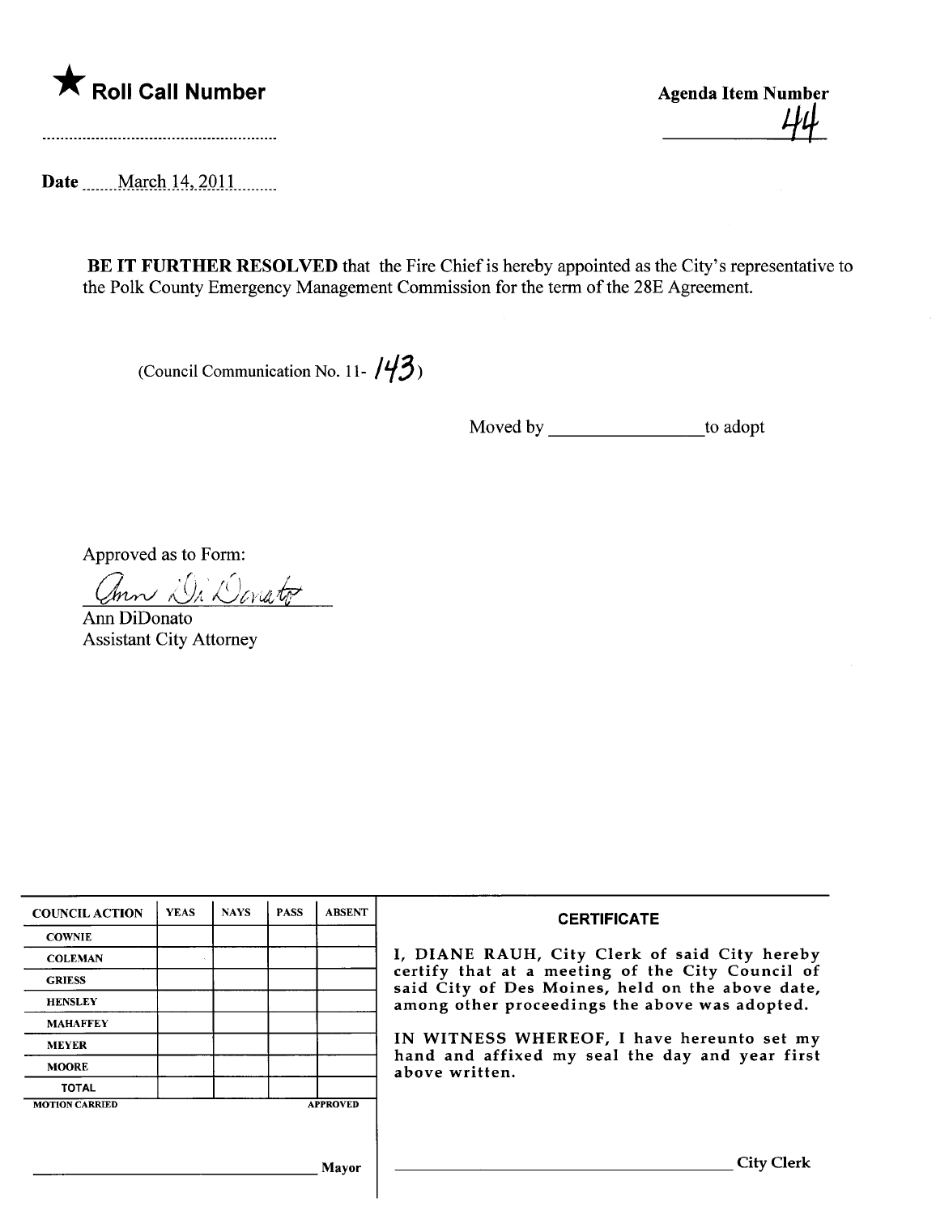★ **Roll Call Number**

..........................................................

**Agenda Item Number**

44

Date ......March 14, 2011.........

**BE IT FURTHER RESOLVED** that the Fire Chief is hereby appointed as the City's representative to the Polk County Emergency Management Commission for the term of the 28E Agreement.

(Council Communication No. 11- 143)

Moved by \_\_\_\_\_\_\_\_\_\_\_\_\_\_\_\_to adopt

Approved as to Form:

Ann DiDonato

Ann DiDonato
Assistant City Attorney

| COUNCIL ACTION | YEAS | NAYS | PASS | ABSENT |
|---|---|---|---|---|
| COWNIE | | | | |
| COLEMAN | | | | |
| GRIESS | | | | |
| HENSLEY | | | | |
| MAHAFFEY | | | | |
| MEYER | | | | |
| MOORE | | | | |
| TOTAL | | | | |
| MOTION CARRIED | | | | APPROVED |

\_\_\_\_\_\_\_\_\_\_\_\_\_\_\_\_\_\_\_\_\_\_\_\_\_\_\_\_\_\_ Mayor

**CERTIFICATE**

I, DIANE RAUH, City Clerk of said City hereby certify that at a meeting of the City Council of said City of Des Moines, held on the above date, among other proceedings the above was adopted.

IN WITNESS WHEREOF, I have hereunto set my hand and affixed my seal the day and year first above written.

\_\_\_\_\_\_\_\_\_\_\_\_\_\_\_\_\_\_\_\_\_\_\_\_\_\_\_\_\_\_ City Clerk